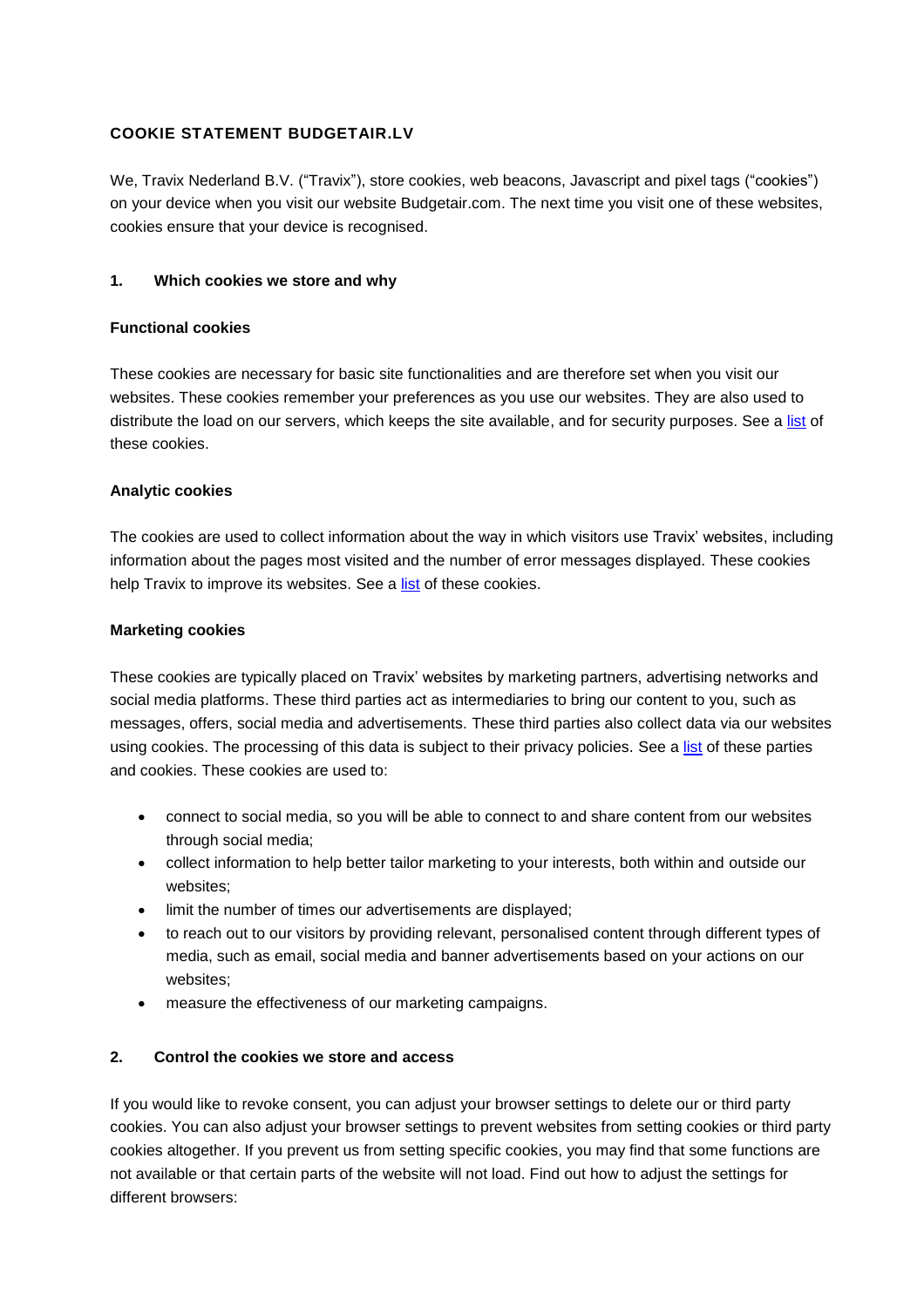# COOKIE STATEMENT BUDGETAIR.LV

We, Travix Nederland B.V. ("Travix"), store cookies, web beacons, Javascript and pixel tags ("cookies") on your device when you visit our website Budgetair.com. The next time you visit one of these websites, cookies ensure that your device is recognised.

## 1. Which cookies we store and why

### Functional cookies

These cookies are necessary for basic site functionalities and are therefore set when you visit our websites. These cookies remember your preferences as you use our websites. They are also used to distribute the load on our servers, which keeps the site available, and for security purposes. See a list of these cookies.

### Analytic cookies

The cookies are used to collect information about the way in which visitors use Travix' websites, including information about the pages most visited and the number of error messages displayed. These cookies help Travix to improve its websites. See a list of these cookies.

### Marketing cookies

These cookies are typically placed on Travix' websites by marketing partners, advertising networks and social media platforms. These third parties act as intermediaries to bring our content to you, such as messages, offers, social media and advertisements. These third parties also collect data via our websites using cookies. The processing of this data is subject to their privacy policies. See a list of these parties and cookies. These cookies are used to:

- connect to social media, so you will be able to connect to and share content from our websites through social media;
- collect information to help better tailor marketing to your interests, both within and outside our websites;
- limit the number of times our advertisements are displayed;
- to reach out to our visitors by providing relevant, personalised content through different types of media, such as email, social media and banner advertisements based on your actions on our websites;
- measure the effectiveness of our marketing campaigns.

## 2. Control the cookies we store and access

If you would like to revoke consent, you can adjust your browser settings to delete our or third party cookies. You can also adjust your browser settings to prevent websites from setting cookies or third party cookies altogether. If you prevent us from setting specific cookies, you may find that some functions are not available or that certain parts of the website will not load. Find out how to adjust the settings for different browsers: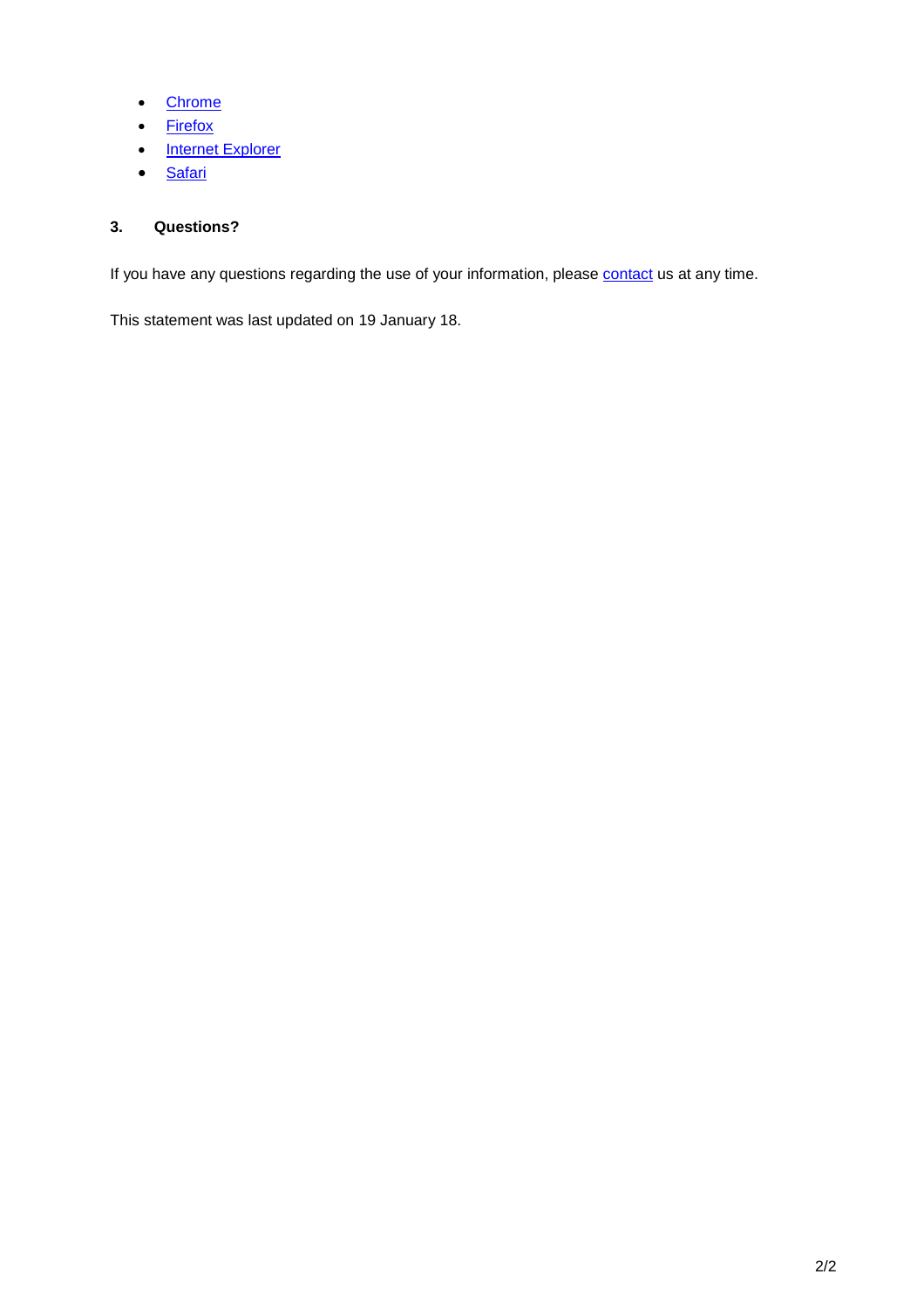- Chrome
- Firefox
- Internet Explorer
- Safari

### 3. Questions?

If you have any questions regarding the use of your information, please contact us at any time.

This statement was last updated on 19 January 18.